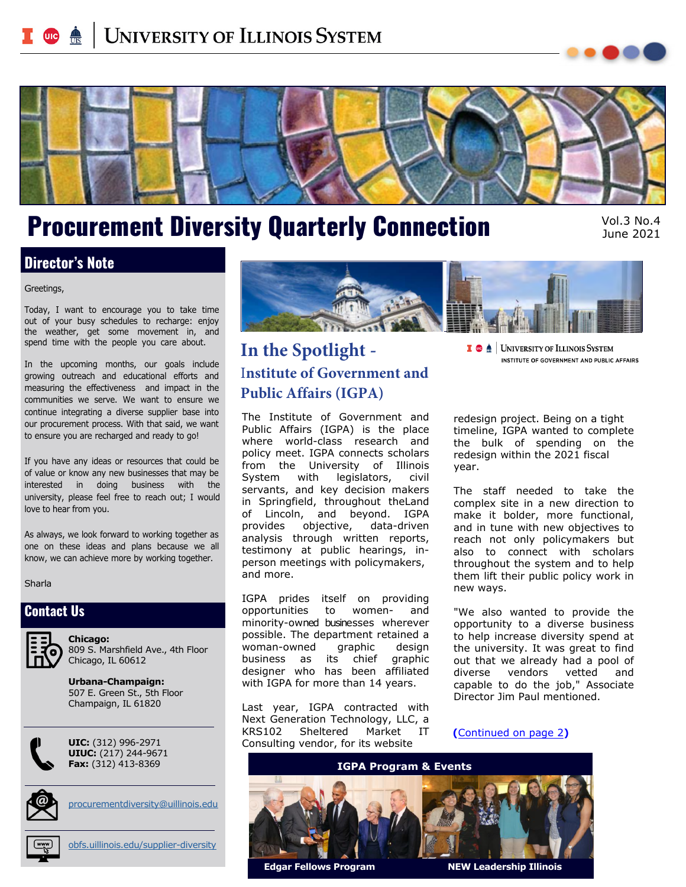UNIVERSITY OF ILLINOIS SYSTEM

# Procurement Diversity Quarterly Connection

Vol.3 No.4
June 2021

## Director's Note

Greetings,

Today, I want to encourage you to take time out of your busy schedules to recharge: enjoy the weather, get some movement in, and spend time with the people you care about.

In the upcoming months, our goals include growing outreach and educational efforts and measuring the effectiveness and impact in the communities we serve. We want to ensure we continue integrating a diverse supplier base into our procurement process. With that said, we want to ensure you are recharged and ready to go!

If you have any ideas or resources that could be of value or know any new businesses that may be interested in doing business with the university, please feel free to reach out; I would love to hear from you.

As always, we look forward to working together as one on these ideas and plans because we all know, we can achieve more by working together.

Sharla

## Contact Us

**Chicago:**
809 S. Marshfield Ave., 4th Floor
Chicago, IL 60612

**Urbana-Champaign:**
507 E. Green St., 5th Floor
Champaign, IL 61820

**UIC:** (312) 996-2971
**UIUC:** (217) 244-9671
**Fax:** (312) 413-8369

procurementdiversity@uillinois.edu

obfs.uillinois.edu/supplier-diversity

## In the Spotlight - Institute of Government and Public Affairs (IGPA)

UNIVERSITY OF ILLINOIS SYSTEM
INSTITUTE OF GOVERNMENT AND PUBLIC AFFAIRS

The Institute of Government and Public Affairs (IGPA) is the place where world-class research and policy meet. IGPA connects scholars from the University of Illinois System with legislators, civil servants, and key decision makers in Springfield, throughout theLand of Lincoln, and beyond. IGPA provides objective, data-driven analysis through written reports, testimony at public hearings, in-person meetings with policymakers, and more.

IGPA prides itself on providing opportunities to women- and minority-owned businesses wherever possible. The department retained a woman-owned graphic design business as its chief graphic designer who has been affiliated with IGPA for more than 14 years.

Last year, IGPA contracted with Next Generation Technology, LLC, a KRS102 Sheltered Market IT Consulting vendor, for its website redesign project. Being on a tight timeline, IGPA wanted to complete the bulk of spending on the redesign within the 2021 fiscal year.

The staff needed to take the complex site in a new direction to make it bolder, more functional, and in tune with new objectives to reach not only policymakers but also to connect with scholars throughout the system and to help them lift their public policy work in new ways.

"We also wanted to provide the opportunity to a diverse business to help increase diversity spend at the university. It was great to find out that we already had a pool of diverse vendors vetted and capable to do the job," Associate Director Jim Paul mentioned.

(Continued on page 2)

**IGPA Program & Events**

Edgar Fellows Program

NEW Leadership Illinois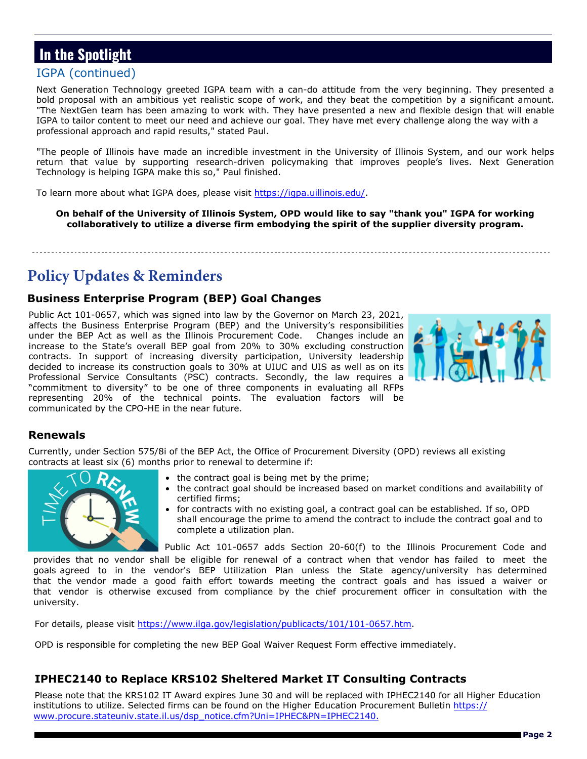## In the Spotlight

### IGPA (continued)

Next Generation Technology greeted IGPA team with a can-do attitude from the very beginning. They presented a bold proposal with an ambitious yet realistic scope of work, and they beat the competition by a significant amount. "The NextGen team has been amazing to work with. They have presented a new and flexible design that will enable IGPA to tailor content to meet our need and achieve our goal. They have met every challenge along the way with a professional approach and rapid results," stated Paul.

"The people of Illinois have made an incredible investment in the University of Illinois System, and our work helps return that value by supporting research-driven policymaking that improves people's lives. Next Generation Technology is helping IGPA make this so," Paul finished.

To learn more about what IGPA does, please visit https://igpa.uillinois.edu/.

**On behalf of the University of Illinois System, OPD would like to say "thank you" IGPA for working collaboratively to utilize a diverse firm embodying the spirit of the supplier diversity program.**

---

## Policy Updates & Reminders

### Business Enterprise Program (BEP) Goal Changes

Public Act 101-0657, which was signed into law by the Governor on March 23, 2021, affects the Business Enterprise Program (BEP) and the University's responsibilities under the BEP Act as well as the Illinois Procurement Code. Changes include an increase to the State's overall BEP goal from 20% to 30% excluding construction contracts. In support of increasing diversity participation, University leadership decided to increase its construction goals to 30% at UIUC and UIS as well as on its Professional Service Consultants (PSC) contracts. Secondly, the law requires a "commitment to diversity" to be one of three components in evaluating all RFPs representing 20% of the technical points. The evaluation factors will be communicated by the CPO-HE in the near future.

### Renewals

Currently, under Section 575/8i of the BEP Act, the Office of Procurement Diversity (OPD) reviews all existing contracts at least six (6) months prior to renewal to determine if:

- the contract goal is being met by the prime;
- the contract goal should be increased based on market conditions and availability of certified firms;
- for contracts with no existing goal, a contract goal can be established. If so, OPD shall encourage the prime to amend the contract to include the contract goal and to complete a utilization plan.

Public Act 101-0657 adds Section 20-60(f) to the Illinois Procurement Code and provides that no vendor shall be eligible for renewal of a contract when that vendor has failed to meet the goals agreed to in the vendor's BEP Utilization Plan unless the State agency/university has determined that the vendor made a good faith effort towards meeting the contract goals and has issued a waiver or that vendor is otherwise excused from compliance by the chief procurement officer in consultation with the university.

For details, please visit https://www.ilga.gov/legislation/publicacts/101/101-0657.htm.

OPD is responsible for completing the new BEP Goal Waiver Request Form effective immediately.

### IPHEC2140 to Replace KRS102 Sheltered Market IT Consulting Contracts

Please note that the KRS102 IT Award expires June 30 and will be replaced with IPHEC2140 for all Higher Education institutions to utilize. Selected firms can be found on the Higher Education Procurement Bulletin https://www.procure.stateuniv.state.il.us/dsp_notice.cfm?Uni=IPHEC&PN=IPHEC2140.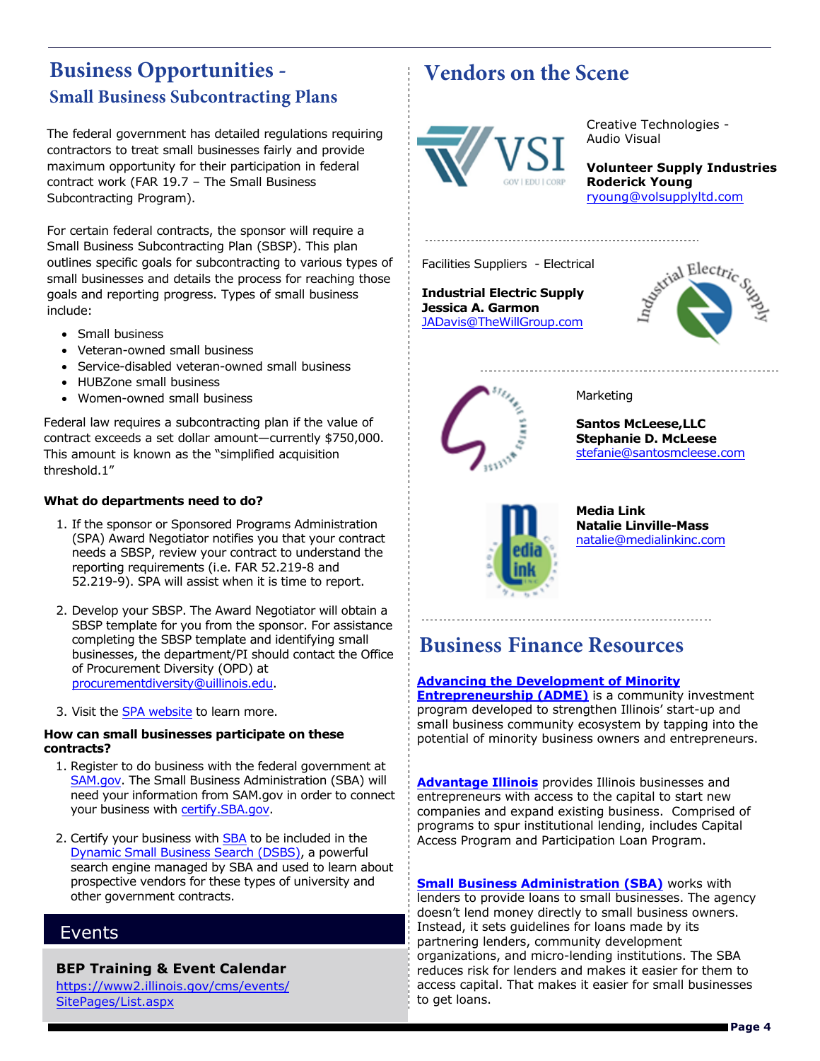# Business Opportunities -

## Small Business Subcontracting Plans

The federal government has detailed regulations requiring contractors to treat small businesses fairly and provide maximum opportunity for their participation in federal contract work (FAR 19.7 – The Small Business Subcontracting Program).

For certain federal contracts, the sponsor will require a Small Business Subcontracting Plan (SBSP). This plan outlines specific goals for subcontracting to various types of small businesses and details the process for reaching those goals and reporting progress. Types of small business include:

- Small business
- Veteran-owned small business
- Service-disabled veteran-owned small business
- HUBZone small business
- Women-owned small business

Federal law requires a subcontracting plan if the value of contract exceeds a set dollar amount—currently $750,000. This amount is known as the "simplified acquisition threshold.1"

**What do departments need to do?**

1. If the sponsor or Sponsored Programs Administration (SPA) Award Negotiator notifies you that your contract needs a SBSP, review your contract to understand the reporting requirements (i.e. FAR 52.219-8 and 52.219-9). SPA will assist when it is time to report.

2. Develop your SBSP. The Award Negotiator will obtain a SBSP template for you from the sponsor. For assistance completing the SBSP template and identifying small businesses, the department/PI should contact the Office of Procurement Diversity (OPD) at procurementdiversity@uillinois.edu.

3. Visit the SPA website to learn more.

**How can small businesses participate on these contracts?**

1. Register to do business with the federal government at SAM.gov. The Small Business Administration (SBA) will need your information from SAM.gov in order to connect your business with certify.SBA.gov.

2. Certify your business with SBA to be included in the Dynamic Small Business Search (DSBS), a powerful search engine managed by SBA and used to learn about prospective vendors for these types of university and other government contracts.

## Events

**BEP Training & Event Calendar**
https://www2.illinois.gov/cms/events/SitePages/List.aspx

# Vendors on the Scene

Creative Technologies - Audio Visual

**Volunteer Supply Industries**
**Roderick Young**
ryoung@volsupplyltd.com

Facilities Suppliers - Electrical

**Industrial Electric Supply**
**Jessica A. Garmon**
JADavis@TheWillGroup.com

Marketing

**Santos McLeese,LLC**
**Stephanie D. McLeese**
stefanie@santosmcleese.com

**Media Link**
**Natalie Linville-Mass**
natalie@medialinkinc.com

# Business Finance Resources

**Advancing the Development of Minority Entrepreneurship (ADME)** is a community investment program developed to strengthen Illinois' start-up and small business community ecosystem by tapping into the potential of minority business owners and entrepreneurs.

**Advantage Illinois** provides Illinois businesses and entrepreneurs with access to the capital to start new companies and expand existing business. Comprised of programs to spur institutional lending, includes Capital Access Program and Participation Loan Program.

**Small Business Administration (SBA)** works with lenders to provide loans to small businesses. The agency doesn't lend money directly to small business owners. Instead, it sets guidelines for loans made by its partnering lenders, community development organizations, and micro-lending institutions. The SBA reduces risk for lenders and makes it easier for them to access capital. That makes it easier for small businesses to get loans.